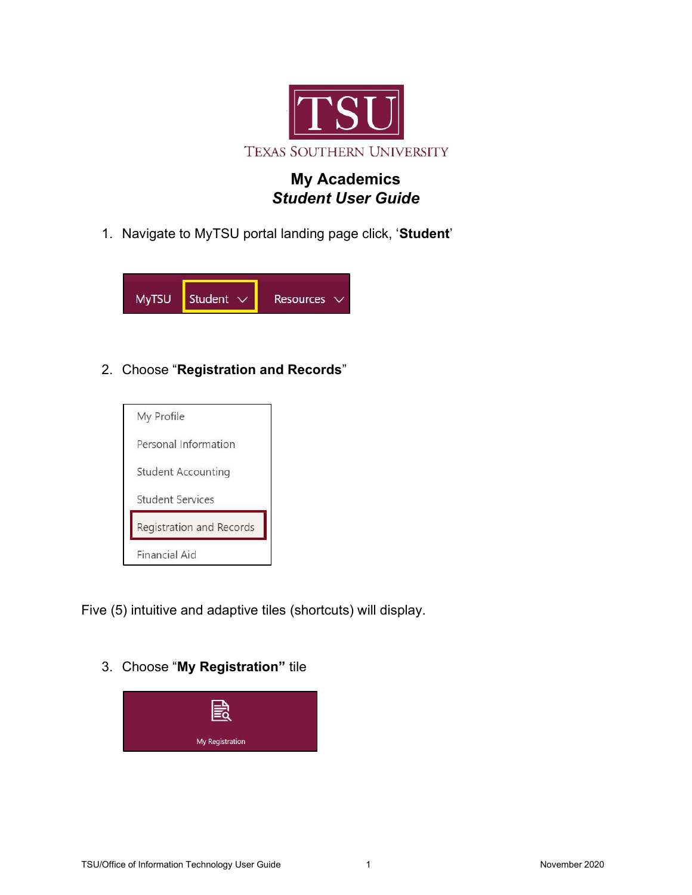TSU

TEXAS SOUTHERN UNIVERSITY

# My Academics
## *Student User Guide*

1. Navigate to MyTSU portal landing page click, '**Student**'

MyTSU | Student | Resources

2. Choose "**Registration and Records**"

- My Profile
- Personal Information
- Student Accounting
- Student Services
- Registration and Records
- Financial Aid

Five (5) intuitive and adaptive tiles (shortcuts) will display.

3. Choose "**My Registration"** tile

My Registration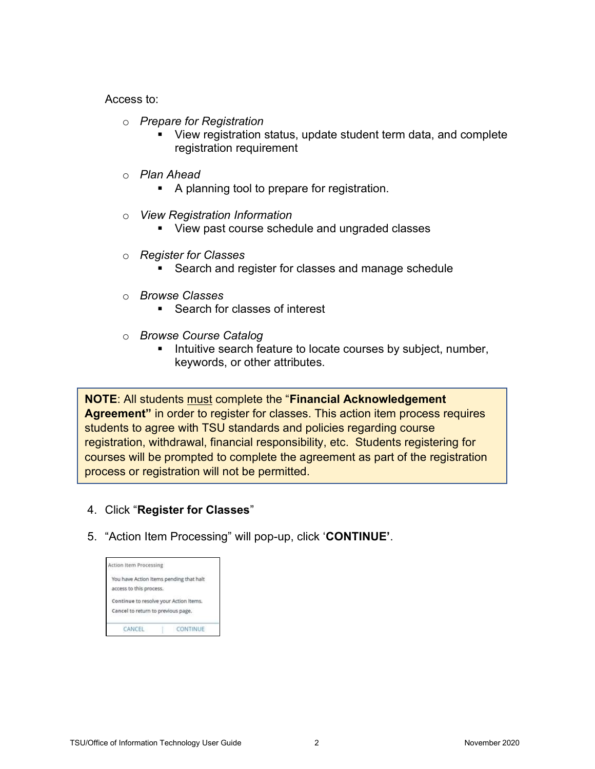Access to:

- *Prepare for Registration*
    - View registration status, update student term data, and complete registration requirement
- *Plan Ahead*
    - A planning tool to prepare for registration.
- *View Registration Information*
    - View past course schedule and ungraded classes
- *Register for Classes*
    - Search and register for classes and manage schedule
- *Browse Classes*
    - Search for classes of interest
- *Browse Course Catalog*
    - Intuitive search feature to locate courses by subject, number, keywords, or other attributes.

> **NOTE**: All students <u>must</u> complete the "**Financial Acknowledgement Agreement"** in order to register for classes. This action item process requires students to agree with TSU standards and policies regarding course registration, withdrawal, financial responsibility, etc. Students registering for courses will be prompted to complete the agreement as part of the registration process or registration will not be permitted.

4. Click "**Register for Classes**"
5. "Action Item Processing" will pop-up, click '**CONTINUE'**.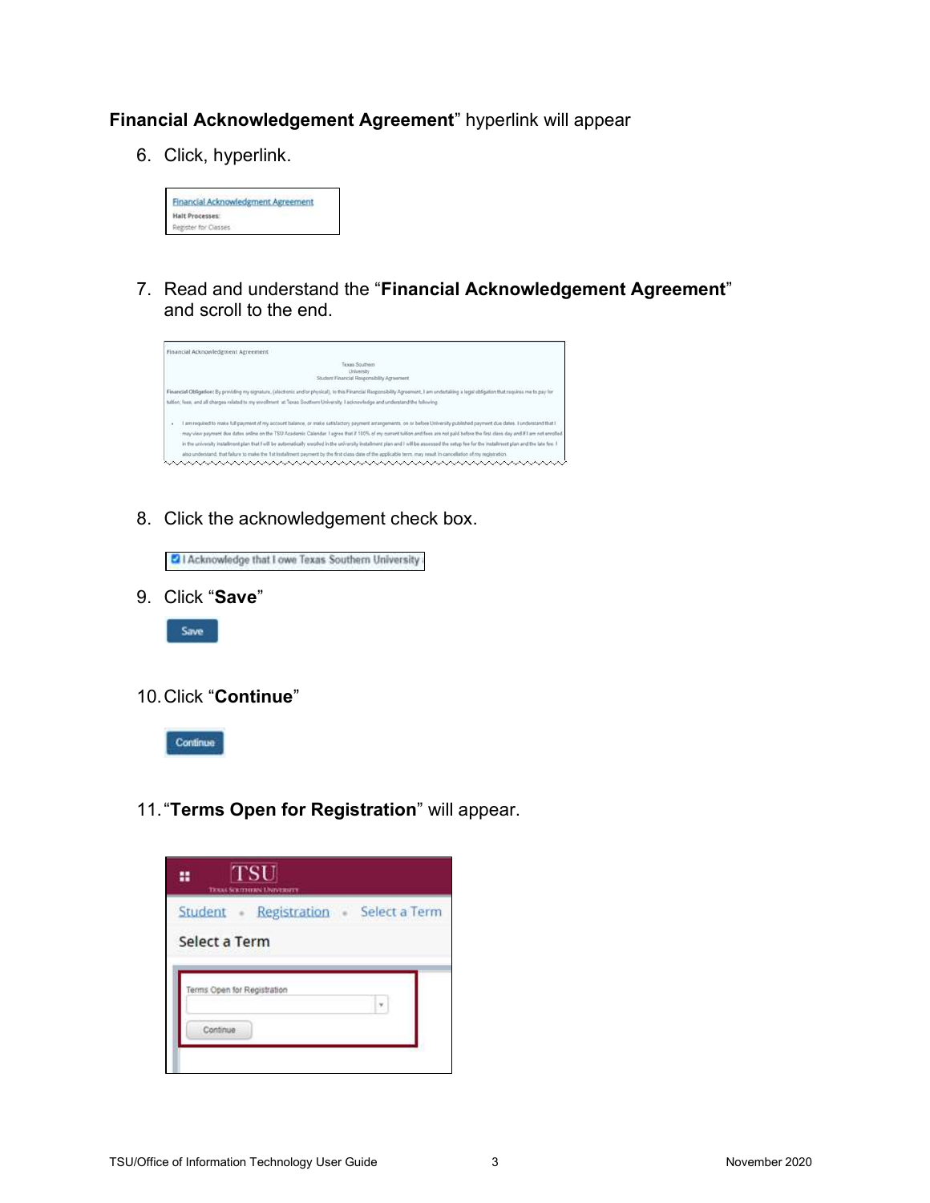**Financial Acknowledgement Agreement**" hyperlink will appear

6. Click, hyperlink.

7. Read and understand the "**Financial Acknowledgement Agreement**" and scroll to the end.

8. Click the acknowledgement check box.

9. Click "**Save**"

10. Click "**Continue**"

11. "**Terms Open for Registration**" will appear.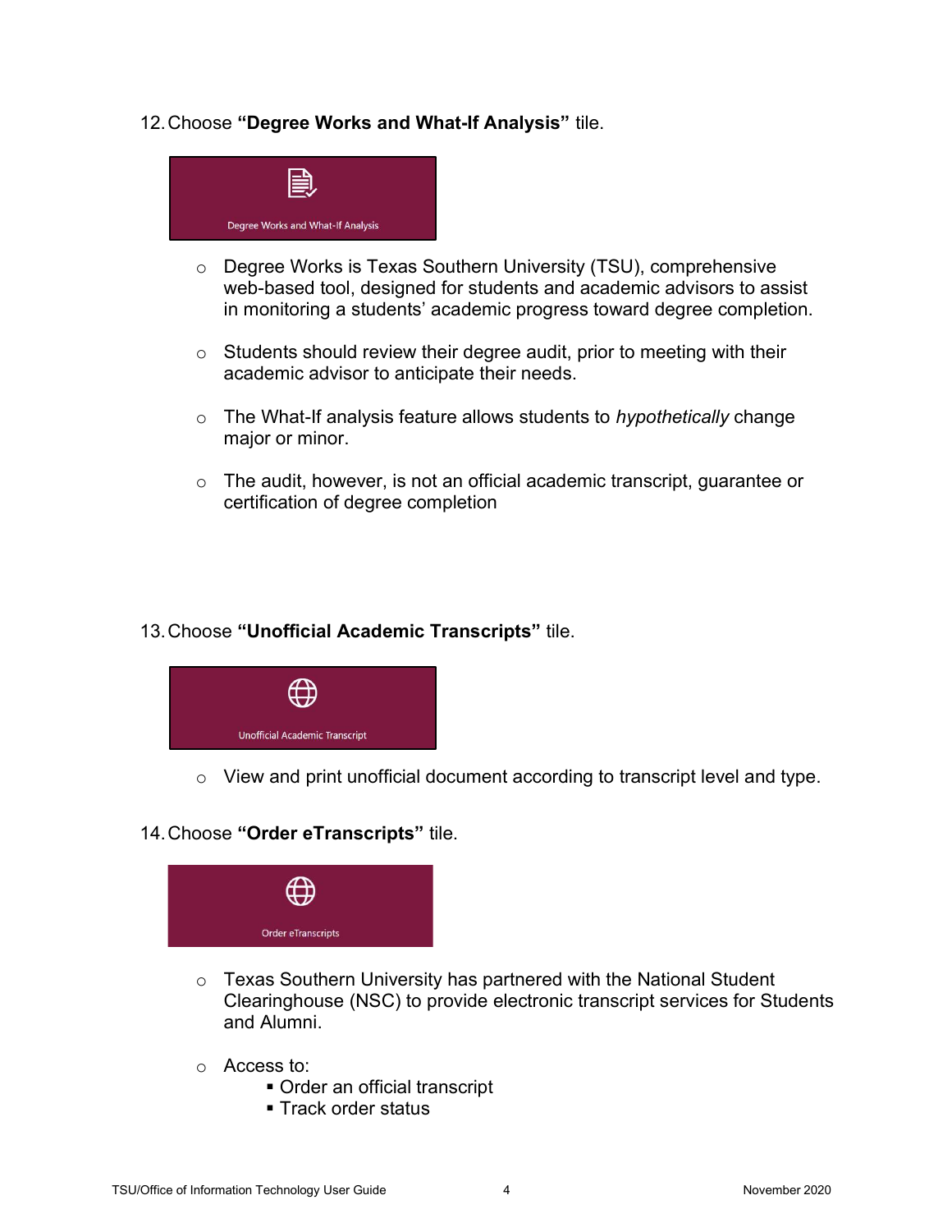12. Choose **"Degree Works and What-If Analysis"** tile.

Degree Works and What-If Analysis

- Degree Works is Texas Southern University (TSU), comprehensive web-based tool, designed for students and academic advisors to assist in monitoring a students' academic progress toward degree completion.

- Students should review their degree audit, prior to meeting with their academic advisor to anticipate their needs.

- The What-If analysis feature allows students to *hypothetically* change major or minor.

- The audit, however, is not an official academic transcript, guarantee or certification of degree completion

13. Choose **"Unofficial Academic Transcripts"** tile.

Unofficial Academic Transcript

- View and print unofficial document according to transcript level and type.

14. Choose **"Order eTranscripts"** tile.

Order eTranscripts

- Texas Southern University has partnered with the National Student Clearinghouse (NSC) to provide electronic transcript services for Students and Alumni.

- Access to:
  - Order an official transcript
  - Track order status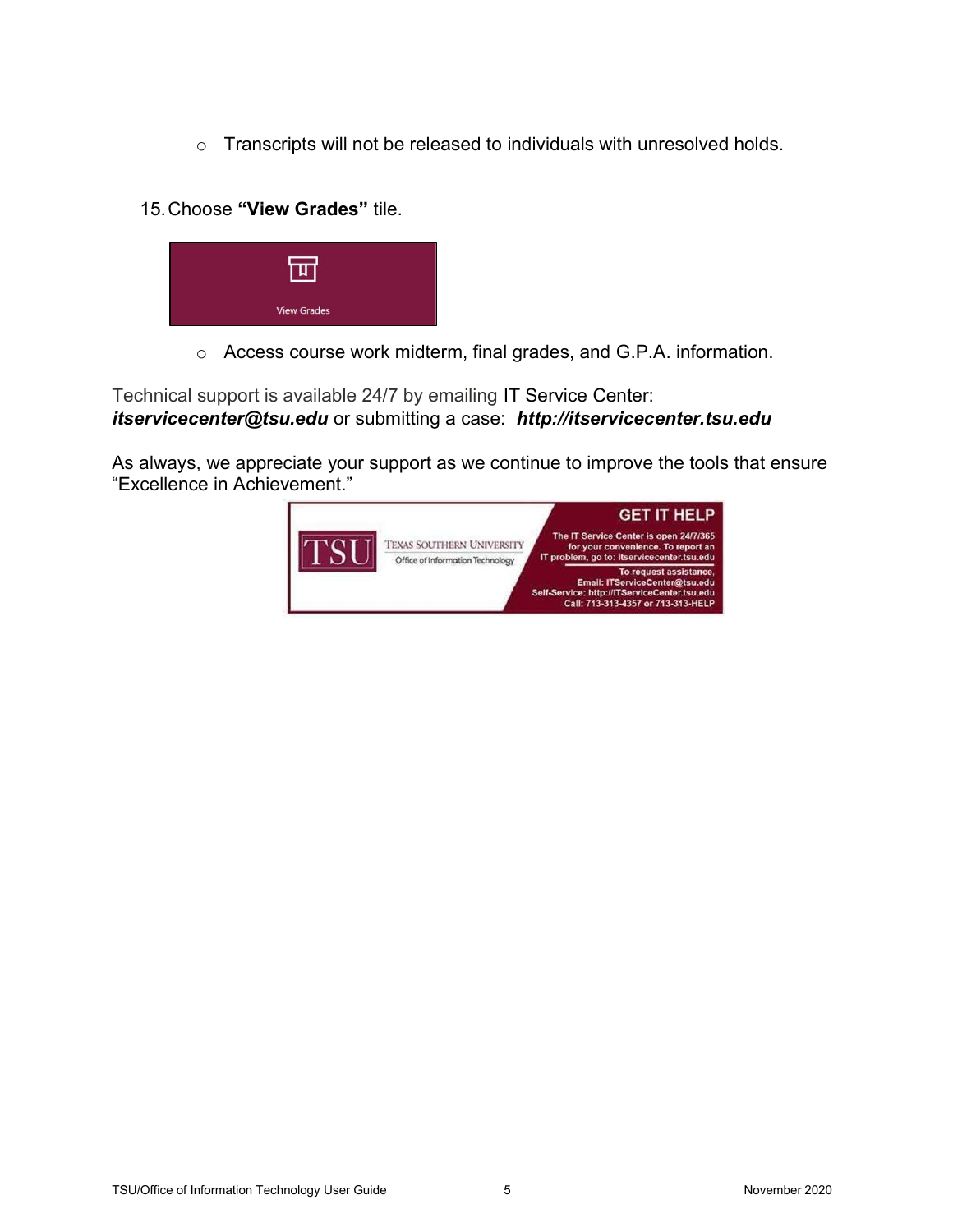- Transcripts will not be released to individuals with unresolved holds.

15. Choose **"View Grades"** tile.

View Grades

- Access course work midterm, final grades, and G.P.A. information.

Technical support is available 24/7 by emailing IT Service Center: ***itservicecenter@tsu.edu*** or submitting a case: ***http://itservicecenter.tsu.edu***

As always, we appreciate your support as we continue to improve the tools that ensure "Excellence in Achievement."

TSU TEXAS SOUTHERN UNIVERSITY
Office of Information Technology

GET IT HELP

The IT Service Center is open 24/7/365 for your convenience. To report an IT problem, go to: itservicecenter.tsu.edu

To request assistance,
Email: ITServiceCenter@tsu.edu
Self-Service: http://ITServiceCenter.tsu.edu
Call: 713-313-4357 or 713-313-HELP